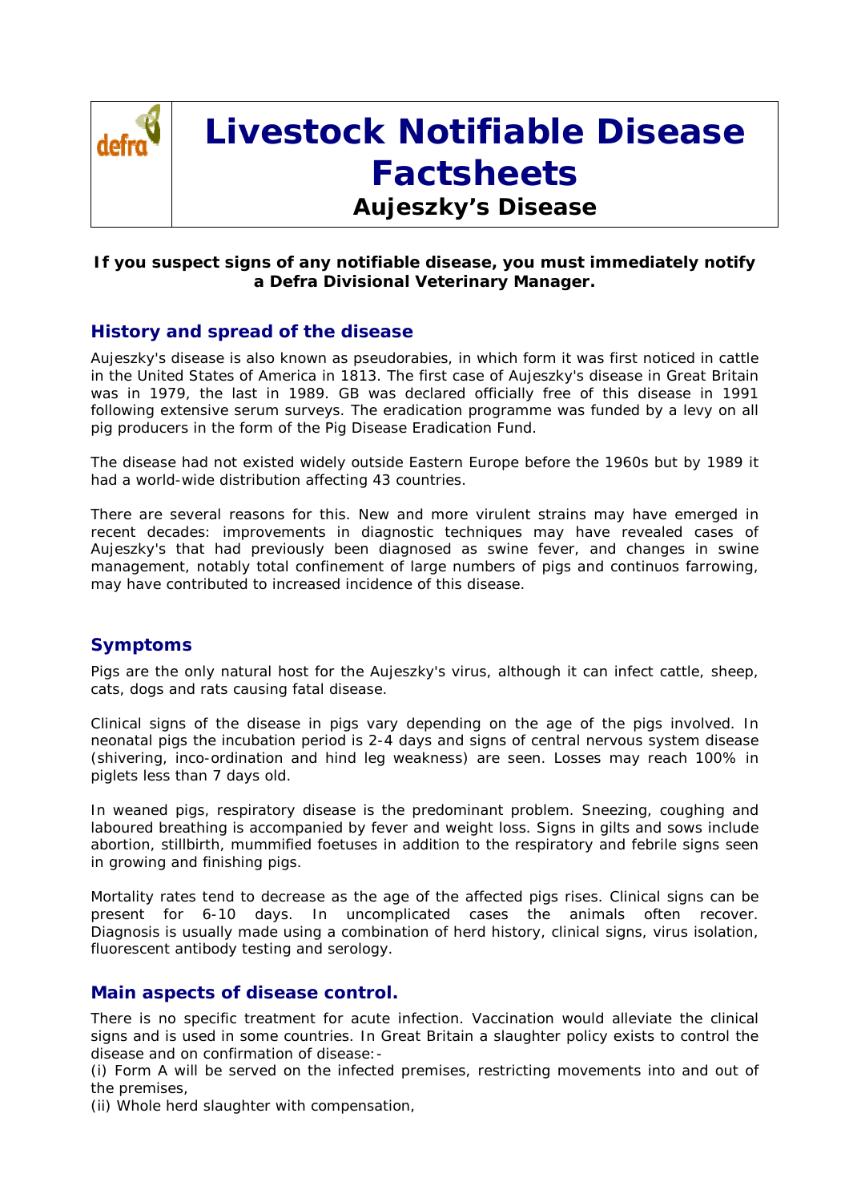# Livestock Notifiable Disease Factsheets

## Aujeszky's Disease

**If you suspect signs of any notifiable disease, you must immediately notify a Defra Divisional Veterinary Manager.**

## History and spread of the disease

Aujeszky's disease is also known as pseudorabies, in which form it was first noticed in cattle in the United States of America in 1813. The first case of Aujeszky's disease in Great Britain was in 1979, the last in 1989. GB was declared officially free of this disease in 1991 following extensive serum surveys. The eradication programme was funded by a levy on all pig producers in the form of the Pig Disease Eradication Fund.

The disease had not existed widely outside Eastern Europe before the 1960s but by 1989 it had a world-wide distribution affecting 43 countries.

There are several reasons for this. New and more virulent strains may have emerged in recent decades: improvements in diagnostic techniques may have revealed cases of Aujeszky's that had previously been diagnosed as swine fever, and changes in swine management, notably total confinement of large numbers of pigs and continuos farrowing, may have contributed to increased incidence of this disease.

## Symptoms

Pigs are the only natural host for the Aujeszky's virus, although it can infect cattle, sheep, cats, dogs and rats causing fatal disease.

Clinical signs of the disease in pigs vary depending on the age of the pigs involved. In neonatal pigs the incubation period is 2-4 days and signs of central nervous system disease (shivering, inco-ordination and hind leg weakness) are seen. Losses may reach 100% in piglets less than 7 days old.

In weaned pigs, respiratory disease is the predominant problem. Sneezing, coughing and laboured breathing is accompanied by fever and weight loss. Signs in gilts and sows include abortion, stillbirth, mummified foetuses in addition to the respiratory and febrile signs seen in growing and finishing pigs.

Mortality rates tend to decrease as the age of the affected pigs rises. Clinical signs can be present for 6-10 days. In uncomplicated cases the animals often recover. Diagnosis is usually made using a combination of herd history, clinical signs, virus isolation, fluorescent antibody testing and serology.

## Main aspects of disease control.

There is no specific treatment for acute infection. Vaccination would alleviate the clinical signs and is used in some countries. In Great Britain a slaughter policy exists to control the disease and on confirmation of disease:-

(i) Form A will be served on the infected premises, restricting movements into and out of the premises,

(ii) Whole herd slaughter with compensation,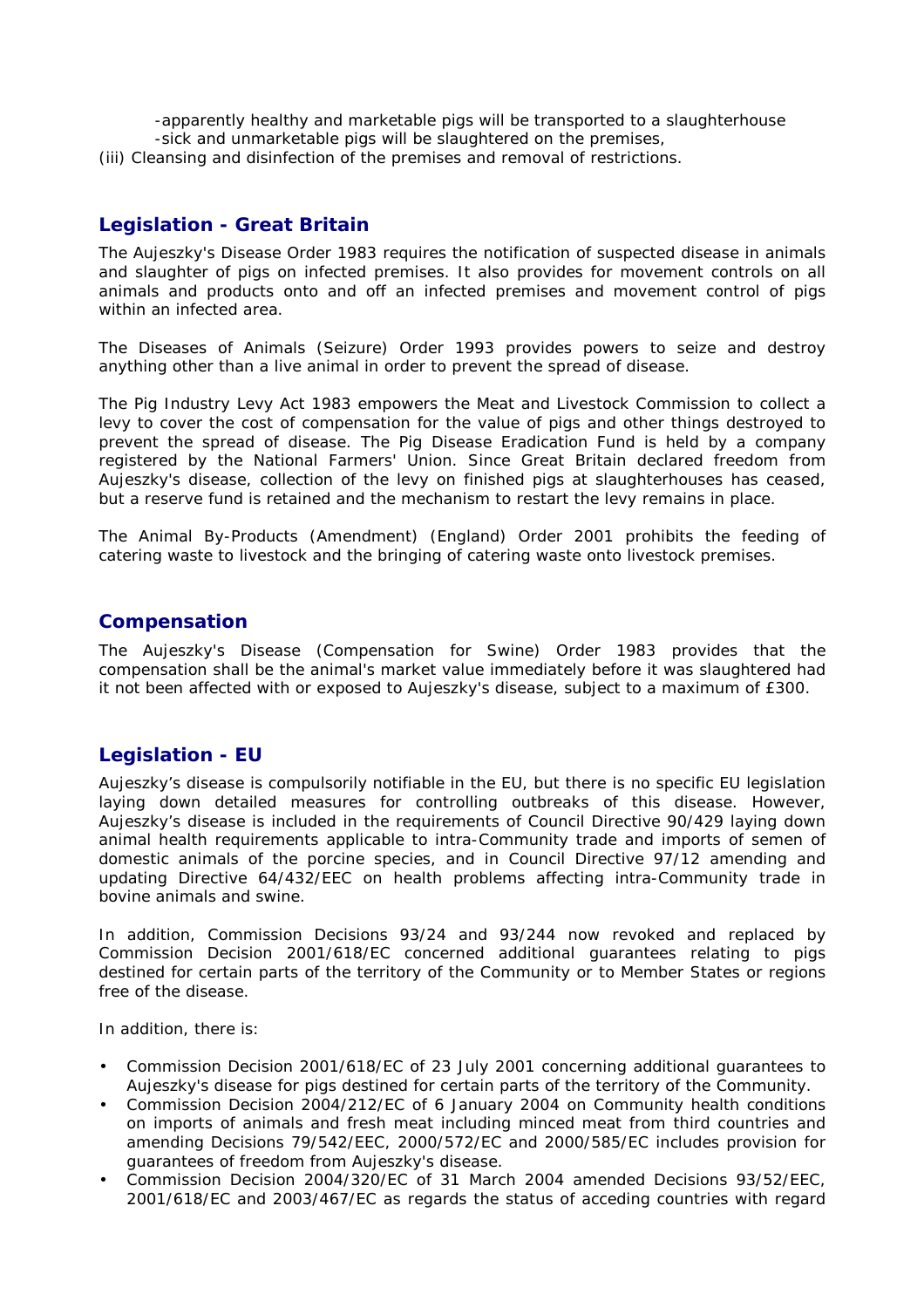-apparently healthy and marketable pigs will be transported to a slaughterhouse
-sick and unmarketable pigs will be slaughtered on the premises,

(iii) Cleansing and disinfection of the premises and removal of restrictions.

## Legislation - Great Britain

The Aujeszky's Disease Order 1983 requires the notification of suspected disease in animals and slaughter of pigs on infected premises. It also provides for movement controls on all animals and products onto and off an infected premises and movement control of pigs within an infected area.

The Diseases of Animals (Seizure) Order 1993 provides powers to seize and destroy anything other than a live animal in order to prevent the spread of disease.

The Pig Industry Levy Act 1983 empowers the Meat and Livestock Commission to collect a levy to cover the cost of compensation for the value of pigs and other things destroyed to prevent the spread of disease. The Pig Disease Eradication Fund is held by a company registered by the National Farmers' Union. Since Great Britain declared freedom from Aujeszky's disease, collection of the levy on finished pigs at slaughterhouses has ceased, but a reserve fund is retained and the mechanism to restart the levy remains in place.

The Animal By-Products (Amendment) (England) Order 2001 prohibits the feeding of catering waste to livestock and the bringing of catering waste onto livestock premises.

## Compensation

The Aujeszky's Disease (Compensation for Swine) Order 1983 provides that the compensation shall be the animal's market value immediately before it was slaughtered had it not been affected with or exposed to Aujeszky's disease, subject to a maximum of £300.

## Legislation - EU

Aujeszky's disease is compulsorily notifiable in the EU, but there is no specific EU legislation laying down detailed measures for controlling outbreaks of this disease. However, Aujeszky's disease is included in the requirements of Council Directive 90/429 laying down animal health requirements applicable to intra-Community trade and imports of semen of domestic animals of the porcine species, and in Council Directive 97/12 amending and updating Directive 64/432/EEC on health problems affecting intra-Community trade in bovine animals and swine.

In addition, Commission Decisions 93/24 and 93/244 now revoked and replaced by Commission Decision 2001/618/EC concerned additional guarantees relating to pigs destined for certain parts of the territory of the Community or to Member States or regions free of the disease.

In addition, there is:

- Commission Decision 2001/618/EC of 23 July 2001 concerning additional guarantees to Aujeszky's disease for pigs destined for certain parts of the territory of the Community.
- Commission Decision 2004/212/EC of 6 January 2004 on Community health conditions on imports of animals and fresh meat including minced meat from third countries and amending Decisions 79/542/EEC, 2000/572/EC and 2000/585/EC includes provision for guarantees of freedom from Aujeszky's disease.
- Commission Decision 2004/320/EC of 31 March 2004 amended Decisions 93/52/EEC, 2001/618/EC and 2003/467/EC as regards the status of acceding countries with regard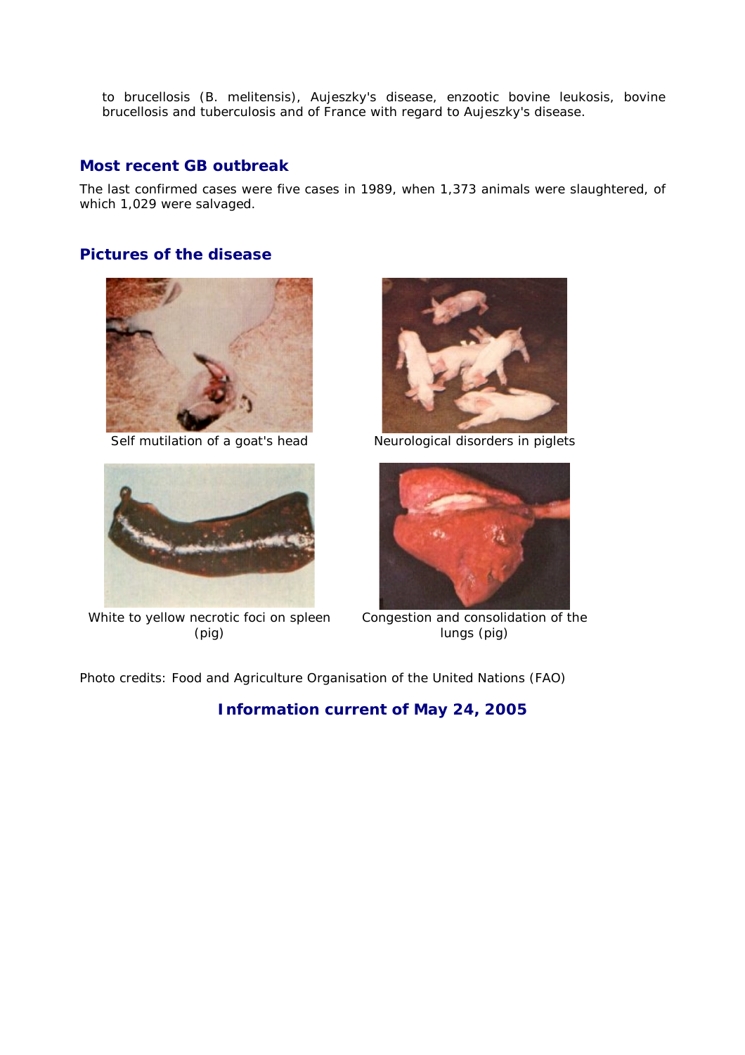to brucellosis (B. melitensis), Aujeszky's disease, enzootic bovine leukosis, bovine brucellosis and tuberculosis and of France with regard to Aujeszky's disease.

## Most recent GB outbreak

The last confirmed cases were five cases in 1989, when 1,373 animals were slaughtered, of which 1,029 were salvaged.

## Pictures of the disease

Self mutilation of a goat's head

Neurological disorders in piglets

White to yellow necrotic foci on spleen (pig)

Congestion and consolidation of the lungs (pig)

Photo credits: Food and Agriculture Organisation of the United Nations (FAO)

**Information current of May 24, 2005**